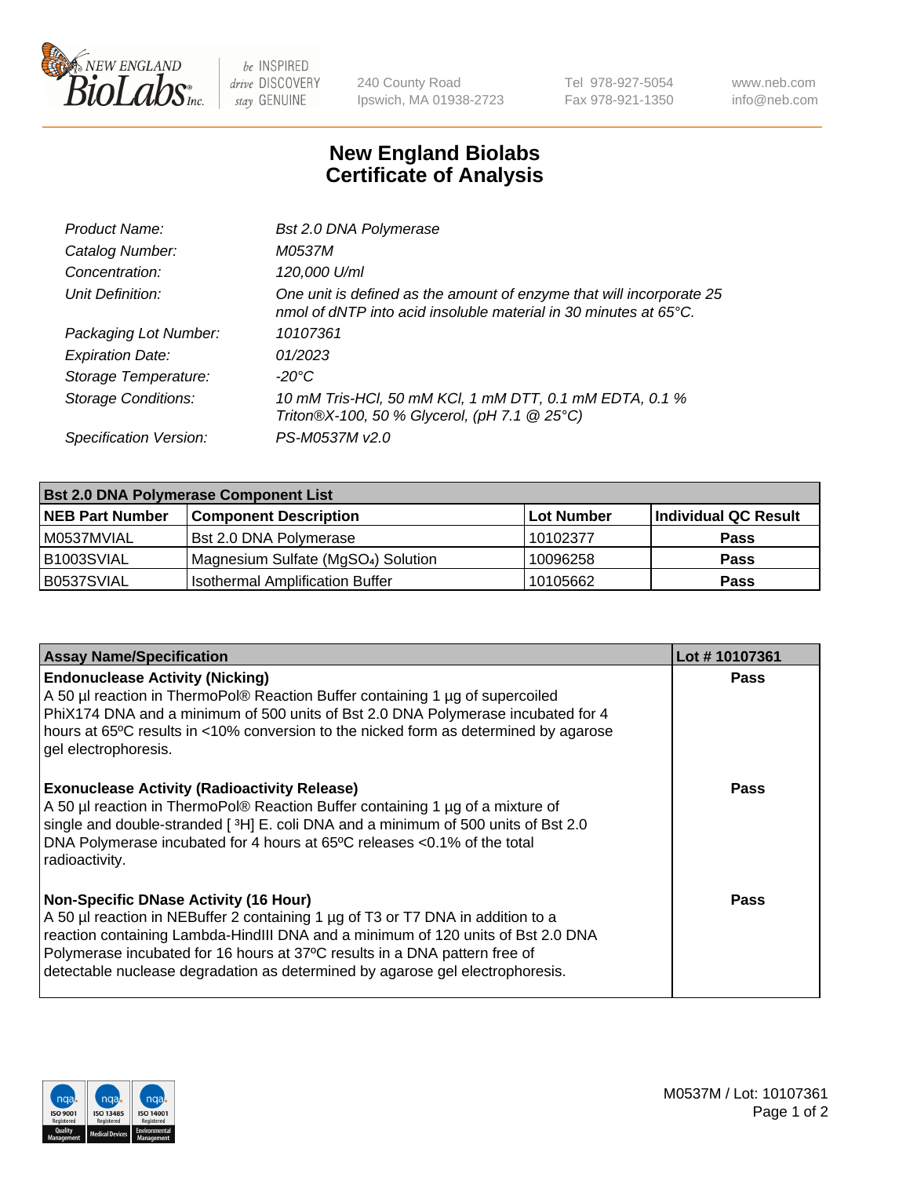# New England Biolabs Certificate of Analysis

| | |
|---|---|
| *Product Name:* | *Bst 2.0 DNA Polymerase* |
| *Catalog Number:* | *M0537M* |
| *Concentration:* | *120,000 U/ml* |
| *Unit Definition:* | *One unit is defined as the amount of enzyme that will incorporate 25 nmol of dNTP into acid insoluble material in 30 minutes at 65°C.* |
| *Packaging Lot Number:* | *10107361* |
| *Expiration Date:* | *01/2023* |
| *Storage Temperature:* | *-20°C* |
| *Storage Conditions:* | *10 mM Tris-HCl, 50 mM KCl, 1 mM DTT, 0.1 mM EDTA, 0.1 % Triton®X-100, 50 % Glycerol, (pH 7.1 @ 25°C)* |
| *Specification Version:* | *PS-M0537M v2.0* |

| Bst 2.0 DNA Polymerase Component List | | | |
|---|---|---|---|
| **NEB Part Number** | **Component Description** | **Lot Number** | **Individual QC Result** |
| M0537MVIAL | Bst 2.0 DNA Polymerase | 10102377 | **Pass** |
| B1003SVIAL | Magnesium Sulfate ($MgSO_4$) Solution | 10096258 | **Pass** |
| B0537SVIAL | Isothermal Amplification Buffer | 10105662 | **Pass** |

| Assay Name/Specification | Lot # 10107361 |
|---|---|
| **Endonuclease Activity (Nicking)**<br>A 50 µl reaction in ThermoPol® Reaction Buffer containing 1 µg of supercoiled PhiX174 DNA and a minimum of 500 units of Bst 2.0 DNA Polymerase incubated for 4 hours at 65ºC results in <10% conversion to the nicked form as determined by agarose gel electrophoresis. | **Pass** |
| **Exonuclease Activity (Radioactivity Release)**<br>A 50 µl reaction in ThermoPol® Reaction Buffer containing 1 µg of a mixture of single and double-stranded [ $^3$H] E. coli DNA and a minimum of 500 units of Bst 2.0 DNA Polymerase incubated for 4 hours at 65ºC releases <0.1% of the total radioactivity. | **Pass** |
| **Non-Specific DNase Activity (16 Hour)**<br>A 50 µl reaction in NEBuffer 2 containing 1 µg of T3 or T7 DNA in addition to a reaction containing Lambda-HindIII DNA and a minimum of 120 units of Bst 2.0 DNA Polymerase incubated for 16 hours at 37ºC results in a DNA pattern free of detectable nuclease degradation as determined by agarose gel electrophoresis. | **Pass** |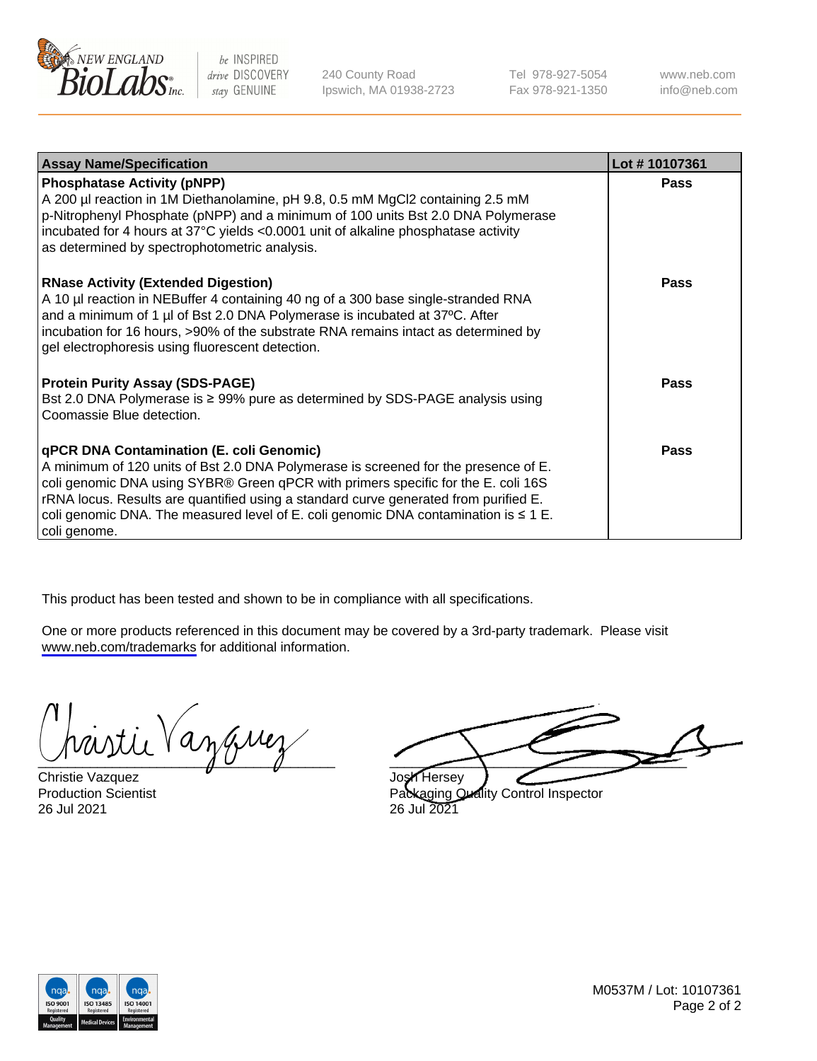| Assay Name/Specification | Lot # 10107361 |
| --- | --- |
| **Phosphatase Activity (pNPP)**<br>A 200 µl reaction in 1M Diethanolamine, pH 9.8, 0.5 mM $MgCl_2$ containing 2.5 mM p-Nitrophenyl Phosphate (pNPP) and a minimum of 100 units Bst 2.0 DNA Polymerase incubated for 4 hours at 37°C yields <0.0001 unit of alkaline phosphatase activity as determined by spectrophotometric analysis. | **Pass** |
| **RNase Activity (Extended Digestion)**<br>A 10 µl reaction in NEBuffer 4 containing 40 ng of a 300 base single-stranded RNA and a minimum of 1 µl of Bst 2.0 DNA Polymerase is incubated at 37ºC. After incubation for 16 hours, >90% of the substrate RNA remains intact as determined by gel electrophoresis using fluorescent detection. | **Pass** |
| **Protein Purity Assay (SDS-PAGE)**<br>Bst 2.0 DNA Polymerase is ≥ 99% pure as determined by SDS-PAGE analysis using Coomassie Blue detection. | **Pass** |
| **qPCR DNA Contamination (E. coli Genomic)**<br>A minimum of 120 units of Bst 2.0 DNA Polymerase is screened for the presence of E. coli genomic DNA using SYBR® Green qPCR with primers specific for the E. coli 16S rRNA locus. Results are quantified using a standard curve generated from purified E. coli genomic DNA. The measured level of E. coli genomic DNA contamination is ≤ 1 E. coli genome. | **Pass** |

This product has been tested and shown to be in compliance with all specifications.

One or more products referenced in this document may be covered by a 3rd-party trademark. Please visit www.neb.com/trademarks for additional information.

Christie Vazquez
Production Scientist
26 Jul 2021

Josh Hersey
Packaging Quality Control Inspector
26 Jul 2021

M0537M / Lot: 10107361